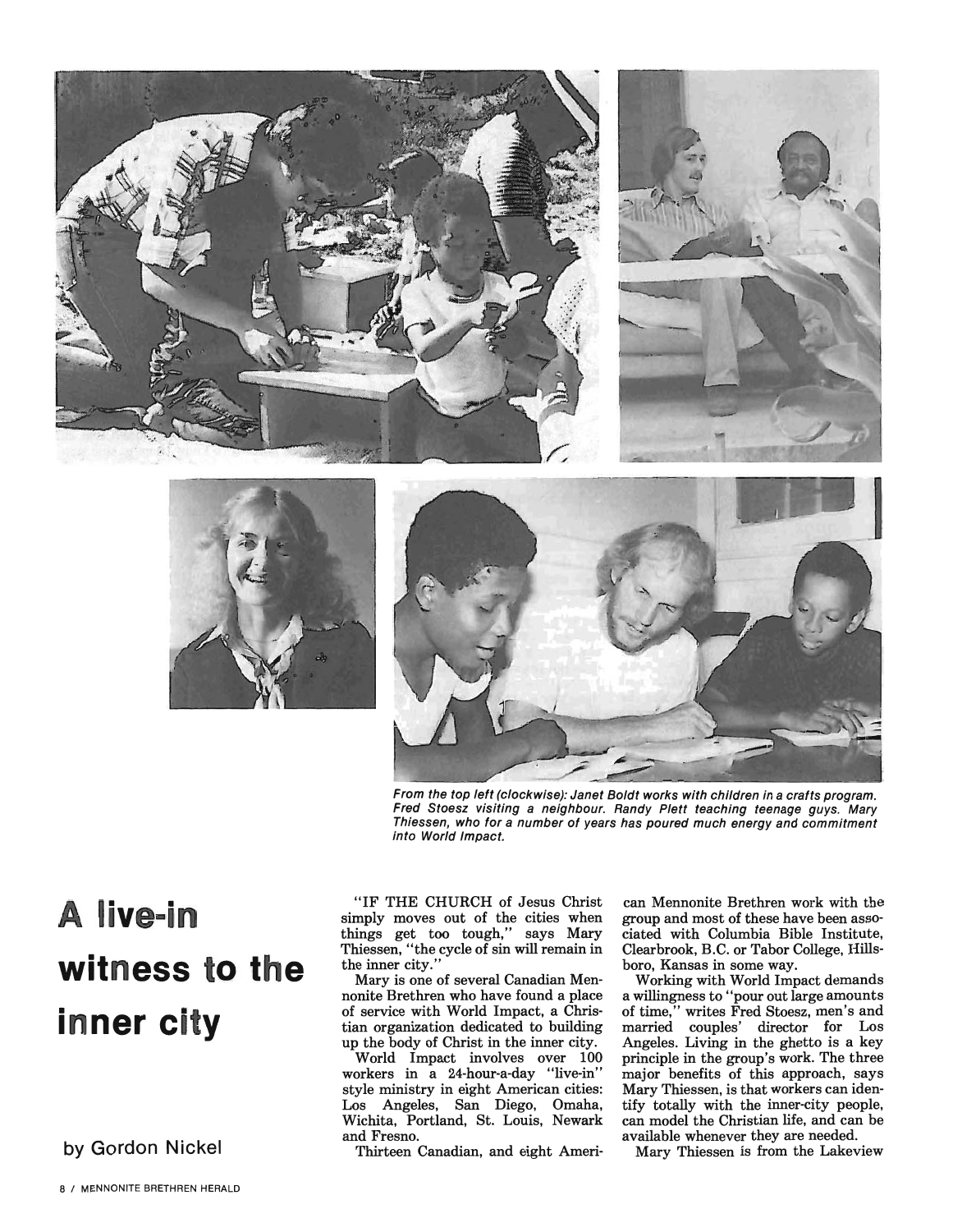From the top left (clockwise): Janet Boldt works with children in a crafts program. Fred Stoesz visiting a neighbour. Randy Plett teaching teenage guys. Mary Thiessen, who for a number of years has poured much energy and commitment into World Impact.

# A live-in witness to the inner city

by Gordon Nickel

"IF THE CHURCH of Jesus Christ simply moves out of the cities when things get too tough," says Mary Thiessen, "the cycle of sin will remain in the inner city."

Mary is one of several Canadian Mennonite Brethren who have found a place of service with World Impact, a Christian organization dedicated to building up the body of Christ in the inner city.

World Impact involves over 100 workers in a 24-hour-a-day "live-in" style ministry in eight American cities: Los Angeles, San Diego, Omaha, Wichita, Portland, St. Louis, Newark and Fresno.

Thirteen Canadian, and eight American Mennonite Brethren work with the group and most of these have been associated with Columbia Bible Institute, Clearbrook, B.C. or Tabor College, Hillsboro, Kansas in some way.

Working with World Impact demands a willingness to "pour out large amounts of time," writes Fred Stoesz, men's and married couples' director for Los Angeles. Living in the ghetto is a key principle in the group's work. The three major benefits of this approach, says Mary Thiessen, is that workers can identify totally with the inner-city people, can model the Christian life, and can be available whenever they are needed.

Mary Thiessen is from the Lakeview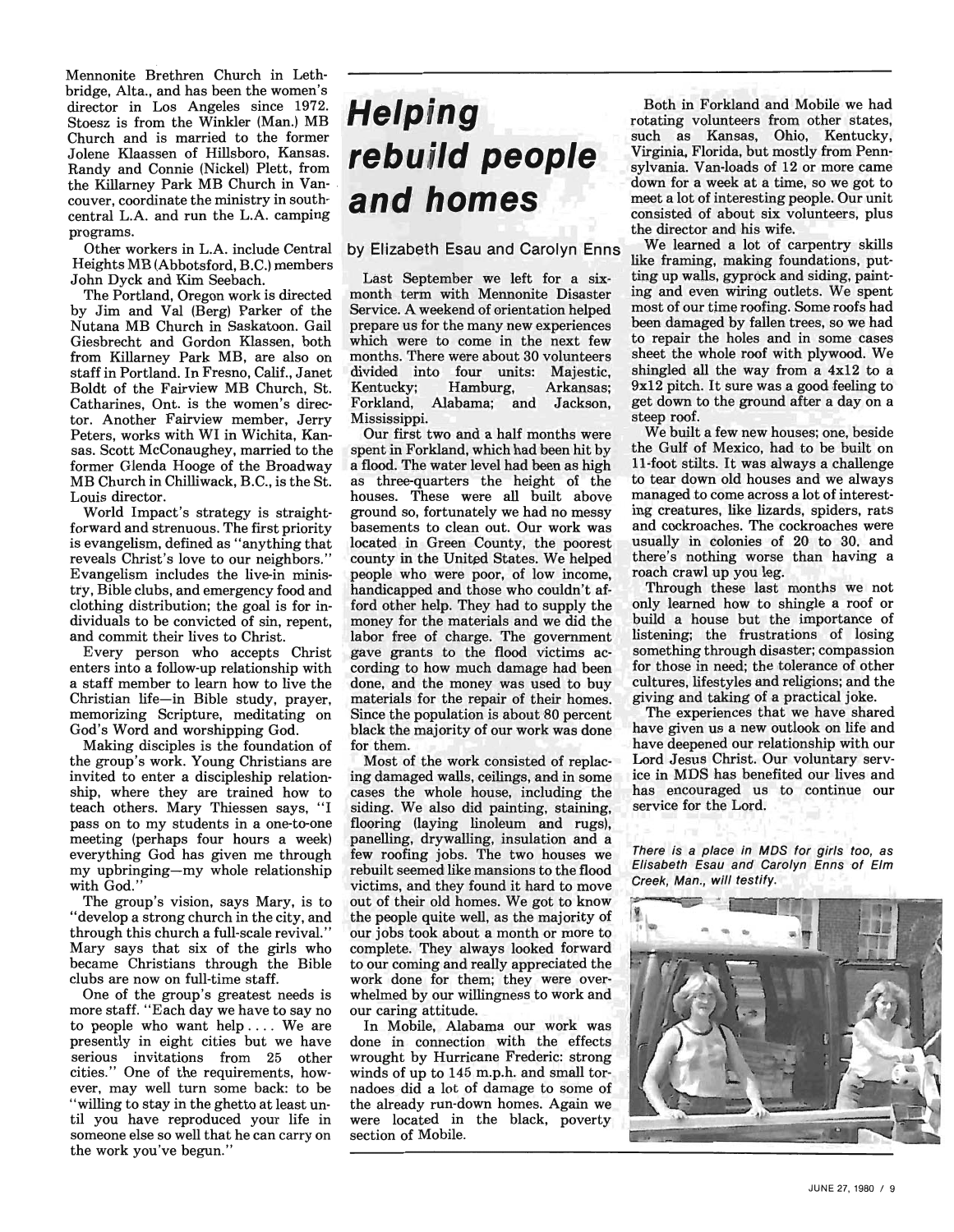Mennonite Brethren Church in Lethbridge, Alta., and has been the women's director in Los Angeles since 1972. Stoesz is from the Winkler (Man.) MB Church and is married to the former Jolene Klaassen of Hillsboro, Kansas. Randy and Connie (Nickel) Plett, from the Killarney Park MB Church in Vancouver, coordinate the ministry in south-central L.A. and run the L.A. camping programs.

Other workers in L.A. include Central Heights MB (Abbotsford, B.C.) members John Dyck and Kim Seebach.

The Portland, Oregon work is directed by Jim and Val (Berg) Parker of the Nutana MB Church in Saskatoon. Gail Giesbrecht and Gordon Klassen, both from Killarney Park MB, are also on staff in Portland. In Fresno, Calif., Janet Boldt of the Fairview MB Church, St. Catharines, Ont. is the women's director. Another Fairview member, Jerry Peters, works with WI in Wichita, Kansas. Scott McConaughey, married to the former Glenda Hooge of the Broadway MB Church in Chilliwack, B.C., is the St. Louis director.

World Impact's strategy is straightforward and strenuous. The first priority is evangelism, defined as "anything that reveals Christ's love to our neighbors." Evangelism includes the live-in ministry, Bible clubs, and emergency food and clothing distribution; the goal is for individuals to be convicted of sin, repent, and commit their lives to Christ.

Every person who accepts Christ enters into a follow-up relationship with a staff member to learn how to live the Christian life—in Bible study, prayer, memorizing Scripture, meditating on God's Word and worshipping God.

Making disciples is the foundation of the group's work. Young Christians are invited to enter a discipleship relationship, where they are trained how to teach others. Mary Thiessen says, "I pass on to my students in a one-to-one meeting (perhaps four hours a week) everything God has given me through my upbringing—my whole relationship with God."

The group's vision, says Mary, is to "develop a strong church in the city, and through this church a full-scale revival." Mary says that six of the girls who became Christians through the Bible clubs are now on full-time staff.

One of the group's greatest needs is more staff. "Each day we have to say no to people who want help.... We are presently in eight cities but we have serious invitations from 25 other cities." One of the requirements, however, may well turn some back: to be "willing to stay in the ghetto at least until you have reproduced your life in someone else so well that he can carry on the work you've begun."

# Helping rebuild people and homes

by Elizabeth Esau and Carolyn Enns

Last September we left for a six-month term with Mennonite Disaster Service. A weekend of orientation helped prepare us for the many new experiences which were to come in the next few months. There were about 30 volunteers divided into four units: Majestic, Kentucky; Hamburg, Arkansas; Forkland, Alabama; and Jackson, Mississippi.

Our first two and a half months were spent in Forkland, which had been hit by a flood. The water level had been as high as three-quarters the height of the houses. These were all built above ground so, fortunately we had no messy basements to clean out. Our work was located in Green County, the poorest county in the United States. We helped people who were poor, of low income, handicapped and those who couldn't afford other help. They had to supply the money for the materials and we did the labor free of charge. The government gave grants to the flood victims according to how much damage had been done, and the money was used to buy materials for the repair of their homes. Since the population is about 80 percent black the majority of our work was done for them.

Most of the work consisted of replacing damaged walls, ceilings, and in some cases the whole house, including the siding. We also did painting, staining, flooring (laying linoleum and rugs), panelling, drywalling, insulation and a few roofing jobs. The two houses we rebuilt seemed like mansions to the flood victims, and they found it hard to move out of their old homes. We got to know the people quite well, as the majority of our jobs took about a month or more to complete. They always looked forward to our coming and really appreciated the work done for them; they were overwhelmed by our willingness to work and our caring attitude.

In Mobile, Alabama our work was done in connection with the effects wrought by Hurricane Frederic: strong winds of up to 145 m.p.h. and small tornadoes did a lot of damage to some of the already run-down homes. Again we were located in the black, poverty section of Mobile.

Both in Forkland and Mobile we had rotating volunteers from other states, such as Kansas, Ohio, Kentucky, Virginia, Florida, but mostly from Pennsylvania. Van-loads of 12 or more came down for a week at a time, so we got to meet a lot of interesting people. Our unit consisted of about six volunteers, plus the director and his wife.

We learned a lot of carpentry skills like framing, making foundations, putting up walls, gyprock and siding, painting and even wiring outlets. We spent most of our time roofing. Some roofs had been damaged by fallen trees, so we had to repair the holes and in some cases sheet the whole roof with plywood. We shingled all the way from a 4x12 to a 9x12 pitch. It sure was a good feeling to get down to the ground after a day on a steep roof.

We built a few new houses; one, beside the Gulf of Mexico, had to be built on 11-foot stilts. It was always a challenge to tear down old houses and we always managed to come across a lot of interesting creatures, like lizards, spiders, rats and cockroaches. The cockroaches were usually in colonies of 20 to 30, and there's nothing worse than having a roach crawl up you leg.

Through these last months we not only learned how to shingle a roof or build a house but the importance of listening; the frustrations of losing something through disaster; compassion for those in need; the tolerance of other cultures, lifestyles and religions; and the giving and taking of a practical joke.

The experiences that we have shared have given us a new outlook on life and have deepened our relationship with our Lord Jesus Christ. Our voluntary service in MDS has benefited our lives and has encouraged us to continue our service for the Lord.

*There is a place in MDS for girls too, as Elisabeth Esau and Carolyn Enns of Elm Creek, Man., will testify.*